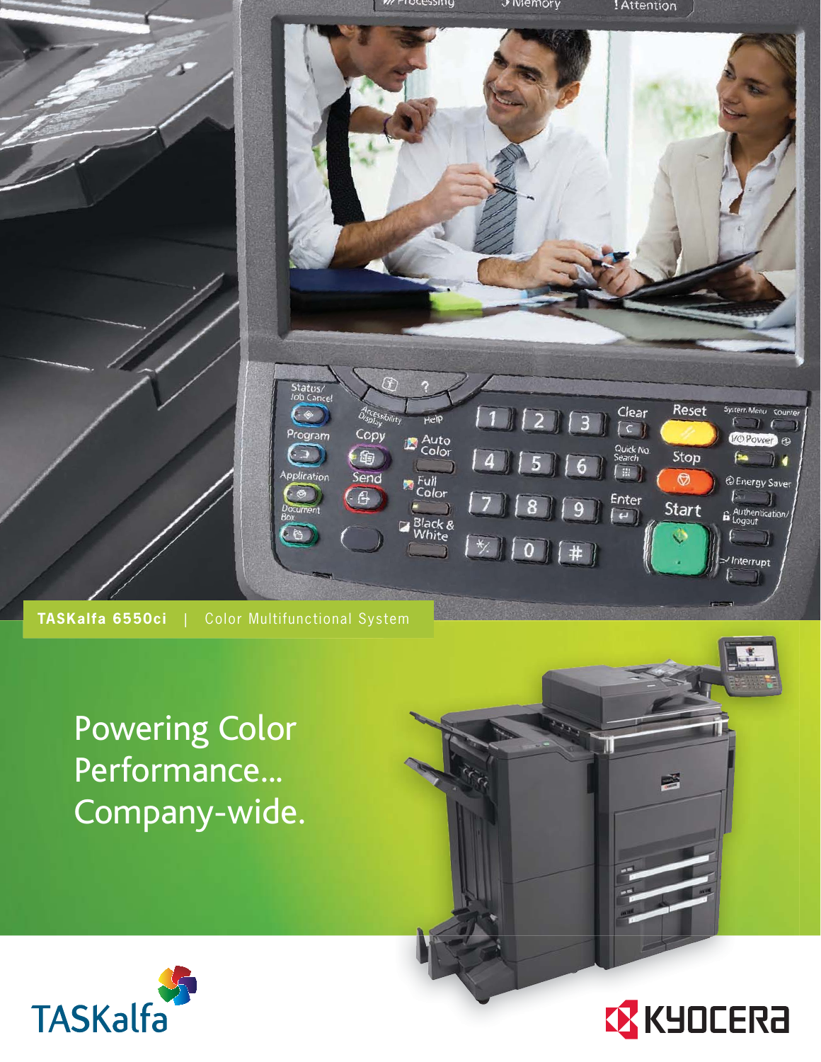**TASKalfa 6550ci** | Color Multifunctional System

# Powering Color Performance... Company-wide.

TASKalfa

KYOCERA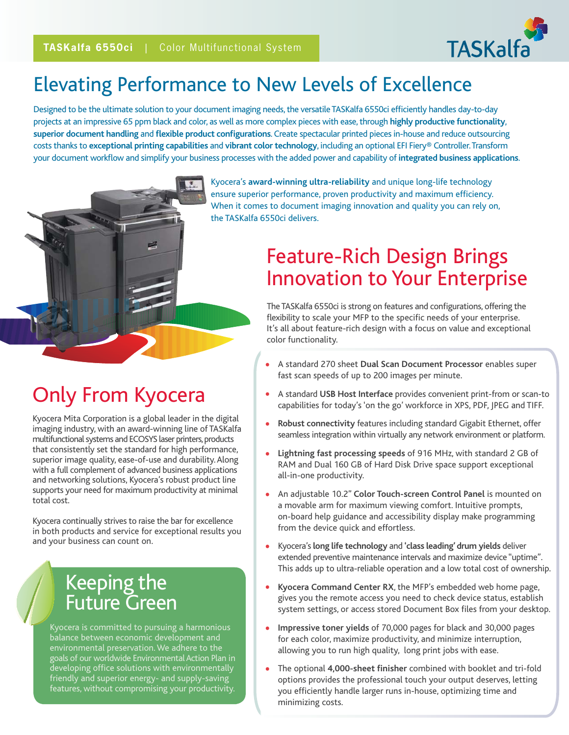TASKalfa 6550ci | Color Multifunctional System

# Elevating Performance to New Levels of Excellence

Designed to be the ultimate solution to your document imaging needs, the versatile TASKalfa 6550ci efficiently handles day-to-day projects at an impressive 65 ppm black and color, as well as more complex pieces with ease, through **highly productive functionality**, **superior document handling** and **flexible product configurations**. Create spectacular printed pieces in-house and reduce outsourcing costs thanks to **exceptional printing capabilities** and **vibrant color technology**, including an optional EFI Fiery® Controller. Transform your document workflow and simplify your business processes with the added power and capability of **integrated business applications**.

Kyocera's **award-winning ultra-reliability** and unique long-life technology ensure superior performance, proven productivity and maximum efficiency. When it comes to document imaging innovation and quality you can rely on, the TASKalfa 6550ci delivers.

## Feature-Rich Design Brings Innovation to Your Enterprise

The TASKalfa 6550ci is strong on features and configurations, offering the flexibility to scale your MFP to the specific needs of your enterprise. It's all about feature-rich design with a focus on value and exceptional color functionality.

- A standard 270 sheet **Dual Scan Document Processor** enables super fast scan speeds of up to 200 images per minute.
- A standard **USB Host Interface** provides convenient print-from or scan-to capabilities for today's 'on the go' workforce in XPS, PDF, JPEG and TIFF.
- **Robust connectivity** features including standard Gigabit Ethernet, offer seamless integration within virtually any network environment or platform.
- **Lightning fast processing speeds** of 916 MHz, with standard 2 GB of RAM and Dual 160 GB of Hard Disk Drive space support exceptional all-in-one productivity.
- An adjustable 10.2" **Color Touch-screen Control Panel** is mounted on a movable arm for maximum viewing comfort. Intuitive prompts, on-board help guidance and accessibility display make programming from the device quick and effortless.
- Kyocera's **long life technology** and **'class leading' drum yields** deliver extended preventive maintenance intervals and maximize device "uptime". This adds up to ultra-reliable operation and a low total cost of ownership.
- **Kyocera Command Center RX**, the MFP's embedded web home page, gives you the remote access you need to check device status, establish system settings, or access stored Document Box files from your desktop.
- **Impressive toner yields** of 70,000 pages for black and 30,000 pages for each color, maximize productivity, and minimize interruption, allowing you to run high quality, long print jobs with ease.
- The optional **4,000-sheet finisher** combined with booklet and tri-fold options provides the professional touch your output deserves, letting you efficiently handle larger runs in-house, optimizing time and minimizing costs.

## Only From Kyocera

Kyocera Mita Corporation is a global leader in the digital imaging industry, with an award-winning line of TASKalfa multifunctional systems and ECOSYS laser printers, products that consistently set the standard for high performance, superior image quality, ease-of-use and durability. Along with a full complement of advanced business applications and networking solutions, Kyocera's robust product line supports your need for maximum productivity at minimal total cost.

Kyocera continually strives to raise the bar for excellence in both products and service for exceptional results you and your business can count on.

## Keeping the Future Green

Kyocera is committed to pursuing a harmonious balance between economic development and environmental preservation. We adhere to the goals of our worldwide Environmental Action Plan in developing office solutions with environmentally friendly and superior energy- and supply-saving features, without compromising your productivity.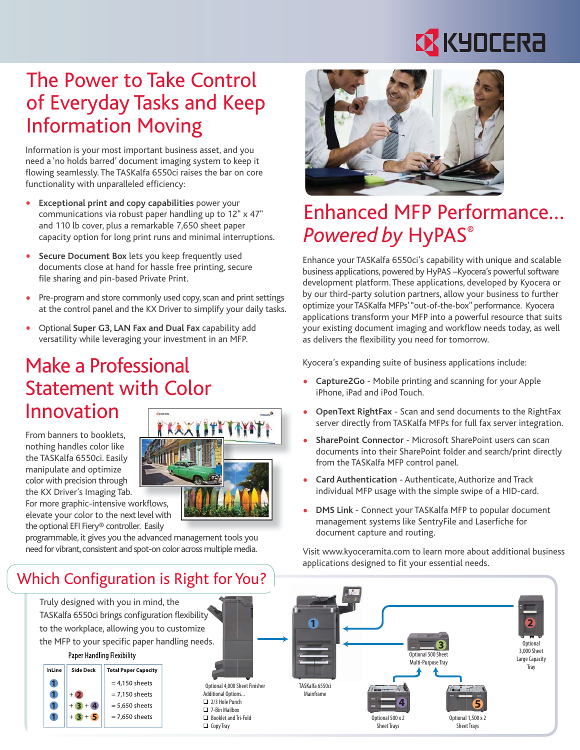# The Power to Take Control of Everyday Tasks and Keep Information Moving

Information is your most important business asset, and you need a 'no holds barred' document imaging system to keep it flowing seamlessly. The TASKalfa 6550ci raises the bar on core functionality with unparalleled efficiency:

- **Exceptional print and copy capabilities** power your communications via robust paper handling up to 12" x 47" and 110 lb cover, plus a remarkable 7,650 sheet paper capacity option for long print runs and minimal interruptions.
- **Secure Document Box** lets you keep frequently used documents close at hand for hassle free printing, secure file sharing and pin-based Private Print.
- Pre-program and store commonly used copy, scan and print settings at the control panel and the KX Driver to simplify your daily tasks.
- Optional **Super G3, LAN Fax and Dual Fax** capability add versatility while leveraging your investment in an MFP.

# Make a Professional Statement with Color Innovation

From banners to booklets, nothing handles color like the TASKalfa 6550ci. Easily manipulate and optimize color with precision through the KX Driver's Imaging Tab. For more graphic-intensive workflows, elevate your color to the next level with the optional EFI Fiery® controller. Easily programmable, it gives you the advanced management tools you need for vibrant, consistent and spot-on color across multiple media.

# Enhanced MFP Performance... *Powered by* HyPAS®

Enhance your TASKalfa 6550ci's capability with unique and scalable business applications, powered by HyPAS –Kyocera's powerful software development platform. These applications, developed by Kyocera or by our third-party solution partners, allow your business to further optimize your TASKalfa MFPs' "out-of-the-box" performance. Kyocera applications transform your MFP into a powerful resource that suits your existing document imaging and workflow needs today, as well as delivers the flexibility you need for tomorrow.

Kyocera's expanding suite of business applications include:

- **Capture2Go** - Mobile printing and scanning for your Apple iPhone, iPad and iPod Touch.
- **OpenText RightFax** - Scan and send documents to the RightFax server directly from TASKalfa MFPs for full fax server integration.
- **SharePoint Connector** - Microsoft SharePoint users can scan documents into their SharePoint folder and search/print directly from the TASKalfa MFP control panel.
- **Card Authentication** - Authenticate, Authorize and Track individual MFP usage with the simple swipe of a HID-card.
- **DMS Link** - Connect your TASKalfa MFP to popular document management systems like SentryFile and Laserfiche for document capture and routing.

Visit www.kyoceramita.com to learn more about additional business applications designed to fit your essential needs.

# Which Configuration is Right for You?

Truly designed with you in mind, the TASKalfa 6550ci brings configuration flexibility to the workplace, allowing you to customize the MFP to your specific paper handling needs.

**Paper Handling Flexibility**

| InLine | Side Deck | Total Paper Capacity |
|---|---|---|
| 1 | | = 4,150 sheets |
| 1 | + 2 | = 7,150 sheets |
| 1 | + 3 + 4 | = 5,650 sheets |
| 1 | + 3 + 5 | = 7,650 sheets |

Optional 4,000 Sheet Finisher
Additional Options...
- 2/3 Hole Punch
- 7-Bin Mailbox
- Booklet and Tri-Fold
- Copy Tray

1 TASKalfa 6550ci Mainframe

2 Optional 3,000 Sheet Large Capacity Tray

3 Optional 500 Sheet Multi-Purpose Tray

4 Optional 500 x 2 Sheet Trays

5 Optional 1,500 x 2 Sheet Trays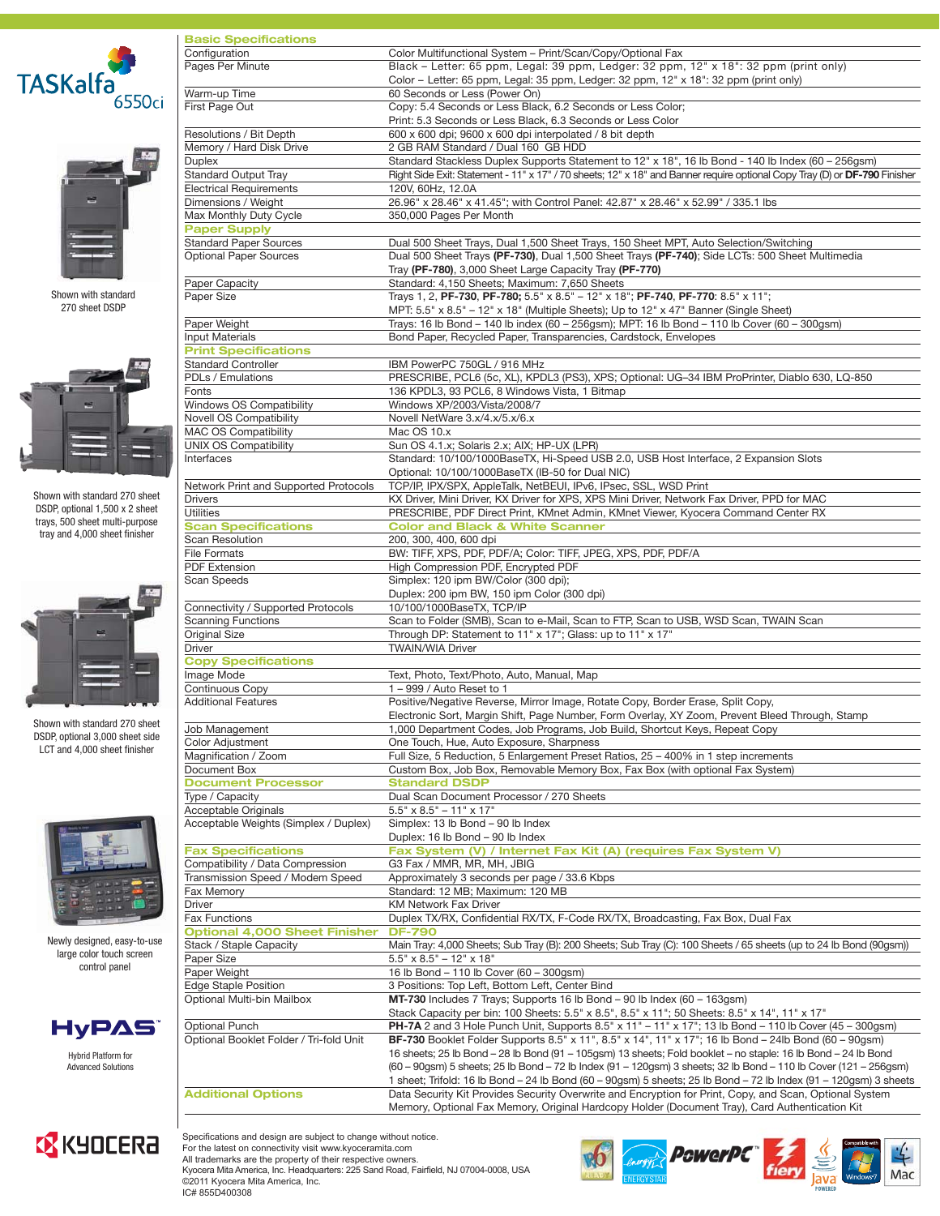# TASKalfa 6550ci

Shown with standard 270 sheet DSDP

Shown with standard 270 sheet DSDP, optional 1,500 x 2 sheet trays, 500 sheet multi-purpose tray and 4,000 sheet finisher

Shown with standard 270 sheet DSDP, optional 3,000 sheet side LCT and 4,000 sheet finisher

Newly designed, easy-to-use large color touch screen control panel

HyPAS™ Hybrid Platform for Advanced Solutions

KYOCERA

## Basic Specifications

| | |
|---|---|
| Configuration | Color Multifunctional System – Print/Scan/Copy/Optional Fax |
| Pages Per Minute | Black – Letter: 65 ppm, Legal: 39 ppm, Ledger: 32 ppm, 12" x 18": 32 ppm (print only)<br>Color – Letter: 65 ppm, Legal: 35 ppm, Ledger: 32 ppm, 12" x 18": 32 ppm (print only) |
| Warm-up Time | 60 Seconds or Less (Power On) |
| First Page Out | Copy: 5.4 Seconds or Less Black, 6.2 Seconds or Less Color;<br>Print: 5.3 Seconds or Less Black, 6.3 Seconds or Less Color |
| Resolutions / Bit Depth | 600 x 600 dpi; 9600 x 600 dpi interpolated / 8 bit depth |
| Memory / Hard Disk Drive | 2 GB RAM Standard / Dual 160 GB HDD |
| Duplex | Standard Stackless Duplex Supports Statement to 12" x 18", 16 lb Bond - 140 lb Index (60 – 256gsm) |
| Standard Output Tray | Right Side Exit: Statement - 11" x 17" / 70 sheets; 12" x 18" and Banner require optional Copy Tray (D) or **DF-790** Finisher |
| Electrical Requirements | 120V, 60Hz, 12.0A |
| Dimensions / Weight | 26.96" x 28.46" x 41.45"; with Control Panel: 42.87" x 28.46" x 52.99" / 335.1 lbs |
| Max Monthly Duty Cycle | 350,000 Pages Per Month |

## Paper Supply

| | |
|---|---|
| Standard Paper Sources | Dual 500 Sheet Trays, Dual 1,500 Sheet Trays, 150 Sheet MPT, Auto Selection/Switching |
| Optional Paper Sources | Dual 500 Sheet Trays **(PF-730)**, Dual 1,500 Sheet Trays **(PF-740)**; Side LCTs: 500 Sheet Multimedia Tray **(PF-780)**, 3,000 Sheet Large Capacity Tray **(PF-770)** |
| Paper Capacity | Standard: 4,150 Sheets; Maximum: 7,650 Sheets |
| Paper Size | Trays 1, 2, **PF-730, PF-780;** 5.5" x 8.5" – 12" x 18"; **PF-740, PF-770**: 8.5" x 11";<br>MPT: 5.5" x 8.5" – 12" x 18" (Multiple Sheets); Up to 12" x 47" Banner (Single Sheet) |
| Paper Weight | Trays: 16 lb Bond – 140 lb index (60 – 256gsm); MPT: 16 lb Bond – 110 lb Cover (60 – 300gsm) |
| Input Materials | Bond Paper, Recycled Paper, Transparencies, Cardstock, Envelopes |

## Print Specifications

| | |
|---|---|
| Standard Controller | IBM PowerPC 750GL / 916 MHz |
| PDLs / Emulations | PRESCRIBE, PCL6 (5c, XL), KPDL3 (PS3), XPS; Optional: UG–34 IBM ProPrinter, Diablo 630, LQ-850 |
| Fonts | 136 KPDL3, 93 PCL6, 8 Windows Vista, 1 Bitmap |
| Windows OS Compatibility | Windows XP/2003/Vista/2008/7 |
| Novell OS Compatibility | Novell NetWare 3.x/4.x/5.x/6.x |
| MAC OS Compatibility | Mac OS 10.x |
| UNIX OS Compatibility | Sun OS 4.1.x; Solaris 2.x; AIX; HP-UX (LPR) |
| Interfaces | Standard: 10/100/1000BaseTX, Hi-Speed USB 2.0, USB Host Interface, 2 Expansion Slots<br>Optional: 10/100/1000BaseTX (IB-50 for Dual NIC) |
| Network Print and Supported Protocols | TCP/IP, IPX/SPX, AppleTalk, NetBEUI, IPv6, IPsec, SSL, WSD Print |
| Drivers | KX Driver, Mini Driver, KX Driver for XPS, XPS Mini Driver, Network Fax Driver, PPD for MAC |
| Utilities | PRESCRIBE, PDF Direct Print, KMnet Admin, KMnet Viewer, Kyocera Command Center RX |

## Scan Specifications

| | Color and Black & White Scanner |
|---|---|
| Scan Resolution | 200, 300, 400, 600 dpi |
| File Formats | BW: TIFF, XPS, PDF, PDF/A; Color: TIFF, JPEG, XPS, PDF, PDF/A |
| PDF Extension | High Compression PDF, Encrypted PDF |
| Scan Speeds | Simplex: 120 ipm BW/Color (300 dpi);<br>Duplex: 200 ipm BW, 150 ipm Color (300 dpi) |
| Connectivity / Supported Protocols | 10/100/1000BaseTX, TCP/IP |
| Scanning Functions | Scan to Folder (SMB), Scan to e-Mail, Scan to FTP, Scan to USB, WSD Scan, TWAIN Scan |
| Original Size | Through DP: Statement to 11" x 17"; Glass: up to 11" x 17" |
| Driver | TWAIN/WIA Driver |

## Copy Specifications

| | |
|---|---|
| Image Mode | Text, Photo, Text/Photo, Auto, Manual, Map |
| Continuous Copy | 1 – 999 / Auto Reset to 1 |
| Additional Features | Positive/Negative Reverse, Mirror Image, Rotate Copy, Border Erase, Split Copy,<br>Electronic Sort, Margin Shift, Page Number, Form Overlay, XY Zoom, Prevent Bleed Through, Stamp |
| Job Management | 1,000 Department Codes, Job Programs, Job Build, Shortcut Keys, Repeat Copy |
| Color Adjustment | One Touch, Hue, Auto Exposure, Sharpness |
| Magnification / Zoom | Full Size, 5 Reduction, 5 Enlargement Preset Ratios, 25 – 400% in 1 step increments |
| Document Box | Custom Box, Job Box, Removable Memory Box, Fax Box (with optional Fax System) |

## Document Processor

| | Standard DSDP |
|---|---|
| Type / Capacity | Dual Scan Document Processor / 270 Sheets |
| Acceptable Originals | 5.5" x 8.5" – 11" x 17" |
| Acceptable Weights (Simplex / Duplex) | Simplex: 13 lb Bond – 90 lb Index<br>Duplex: 16 lb Bond – 90 lb Index |

## Fax Specifications

| | Fax System (V) / Internet Fax Kit (A) (requires Fax System V) |
|---|---|
| Compatibility / Data Compression | G3 Fax / MMR, MR, MH, JBIG |
| Transmission Speed / Modem Speed | Approximately 3 seconds per page / 33.6 Kbps |
| Fax Memory | Standard: 12 MB; Maximum: 120 MB |
| Driver | KM Network Fax Driver |
| Fax Functions | Duplex TX/RX, Confidential RX/TX, F-Code RX/TX, Broadcasting, Fax Box, Dual Fax |

## Optional 4,000 Sheet Finisher

| | DF-790 |
|---|---|
| Stack / Staple Capacity | Main Tray: 4,000 Sheets; Sub Tray (B): 200 Sheets; Sub Tray (C): 100 Sheets / 65 sheets (up to 24 lb Bond (90gsm)) |
| Paper Size | 5.5" x 8.5" – 12" x 18" |
| Paper Weight | 16 lb Bond – 110 lb Cover (60 – 300gsm) |
| Edge Staple Position | 3 Positions: Top Left, Bottom Left, Center Bind |
| Optional Multi-bin Mailbox | **MT-730** Includes 7 Trays; Supports 16 lb Bond – 90 lb Index (60 – 163gsm)<br>Stack Capacity per bin: 100 Sheets: 5.5" x 8.5", 8.5" x 11"; 50 Sheets: 8.5" x 14", 11" x 17" |
| Optional Punch | **PH-7A** 2 and 3 Hole Punch Unit, Supports 8.5" x 11" – 11" x 17"; 13 lb Bond – 110 lb Cover (45 – 300gsm) |
| Optional Booklet Folder / Tri-fold Unit | **BF-730** Booklet Folder Supports 8.5" x 11", 8.5" x 14", 11" x 17"; 16 lb Bond – 24lb Bond (60 – 90gsm) 16 sheets; 25 lb Bond – 28 lb Bond (91 – 105gsm) 13 sheets; Fold booklet – no staple: 16 lb Bond – 24 lb Bond (60 – 90gsm) 5 sheets; 25 lb Bond – 72 lb Index (91 – 120gsm) 3 sheets; 32 lb Bond – 110 lb Cover (121 – 256gsm) 1 sheet; Trifold: 16 lb Bond – 24 lb Bond (60 – 90gsm) 5 sheets; 25 lb Bond – 72 lb Index (91 – 120gsm) 3 sheets |

## Additional Options

| | |
|---|---|
| Additional Options | Data Security Kit Provides Security Overwrite and Encryption for Print, Copy, and Scan, Optional System Memory, Optional Fax Memory, Original Hardcopy Holder (Document Tray), Card Authentication Kit |

Specifications and design are subject to change without notice.
For the latest on connectivity visit www.kyoceramita.com
All trademarks are the property of their respective owners.
Kyocera Mita America, Inc. Headquarters: 225 Sand Road, Fairfield, NJ 07004-0008, USA
©2011 Kyocera Mita America, Inc.
IC# 855D400308